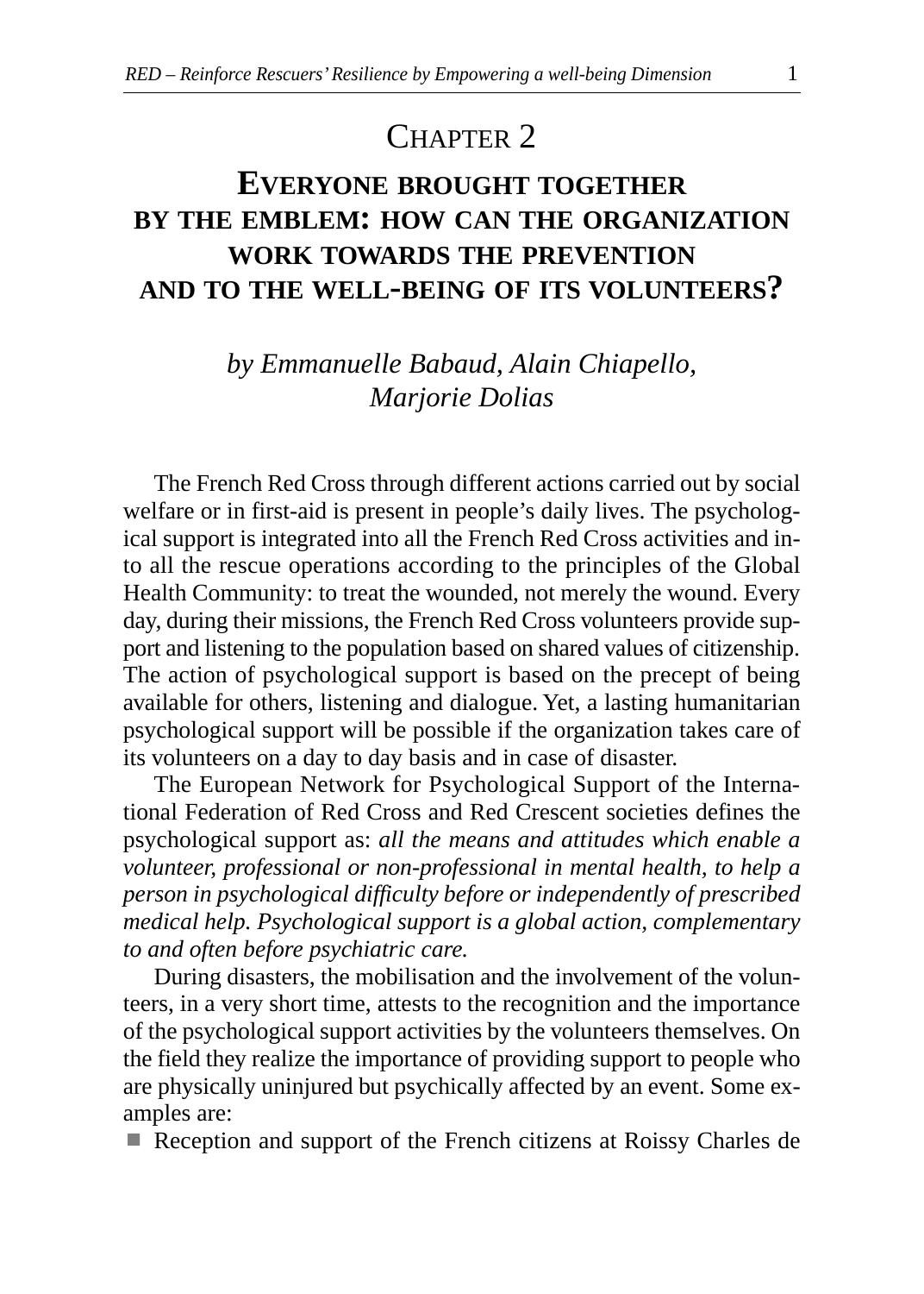# CHAPTER 2

## EVERYONE BROUGHT TOGETHER BY THE EMBLEM: HOW CAN THE ORGANIZATION WORK TOWARDS THE PREVENTION AND TO THE WELL-BEING OF ITS VOLUNTEERS?

*by Emmanuelle Babaud, Alain Chiapello, Marjorie Dolias*

The French Red Cross through different actions carried out by social welfare or in first-aid is present in people's daily lives. The psychological support is integrated into all the French Red Cross activities and into all the rescue operations according to the principles of the Global Health Community: to treat the wounded, not merely the wound. Every day, during their missions, the French Red Cross volunteers provide support and listening to the population based on shared values of citizenship. The action of psychological support is based on the precept of being available for others, listening and dialogue. Yet, a lasting humanitarian psychological support will be possible if the organization takes care of its volunteers on a day to day basis and in case of disaster.

The European Network for Psychological Support of the International Federation of Red Cross and Red Crescent societies defines the psychological support as: *all the means and attitudes which enable a volunteer, professional or non-professional in mental health, to help a person in psychological difficulty before or independently of prescribed medical help. Psychological support is a global action, complementary to and often before psychiatric care.*

During disasters, the mobilisation and the involvement of the volunteers, in a very short time, attests to the recognition and the importance of the psychological support activities by the volunteers themselves. On the field they realize the importance of providing support to people who are physically uninjured but psychically affected by an event. Some examples are:

- Reception and support of the French citizens at Roissy Charles de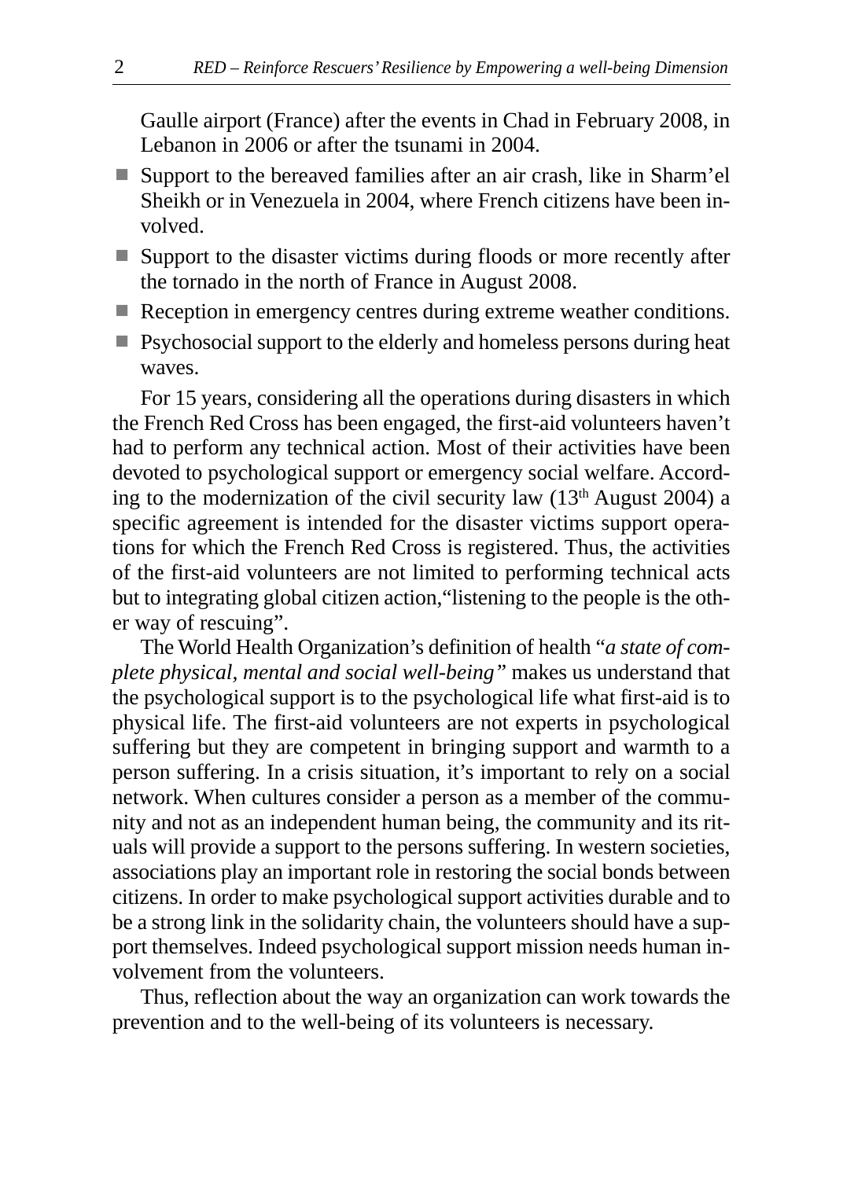Gaulle airport (France) after the events in Chad in February 2008, in Lebanon in 2006 or after the tsunami in 2004.

- Support to the bereaved families after an air crash, like in Sharm'el Sheikh or in Venezuela in 2004, where French citizens have been involved.
- Support to the disaster victims during floods or more recently after the tornado in the north of France in August 2008.
- Reception in emergency centres during extreme weather conditions.
- Psychosocial support to the elderly and homeless persons during heat waves.

For 15 years, considering all the operations during disasters in which the French Red Cross has been engaged, the first-aid volunteers haven't had to perform any technical action. Most of their activities have been devoted to psychological support or emergency social welfare. According to the modernization of the civil security law (13th August 2004) a specific agreement is intended for the disaster victims support operations for which the French Red Cross is registered. Thus, the activities of the first-aid volunteers are not limited to performing technical acts but to integrating global citizen action,"listening to the people is the other way of rescuing".

The World Health Organization's definition of health "*a state of complete physical, mental and social well-being*" makes us understand that the psychological support is to the psychological life what first-aid is to physical life. The first-aid volunteers are not experts in psychological suffering but they are competent in bringing support and warmth to a person suffering. In a crisis situation, it's important to rely on a social network. When cultures consider a person as a member of the community and not as an independent human being, the community and its rituals will provide a support to the persons suffering. In western societies, associations play an important role in restoring the social bonds between citizens. In order to make psychological support activities durable and to be a strong link in the solidarity chain, the volunteers should have a support themselves. Indeed psychological support mission needs human involvement from the volunteers.

Thus, reflection about the way an organization can work towards the prevention and to the well-being of its volunteers is necessary.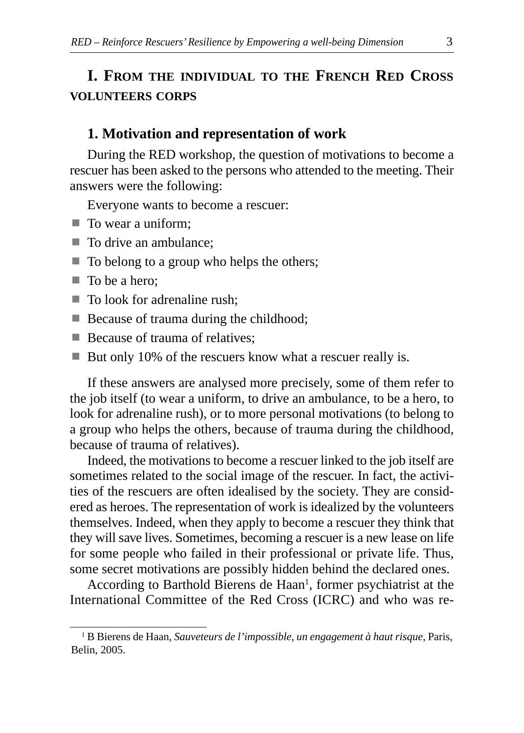# I. From the individual to the French Red Cross volunteers corps

## 1. Motivation and representation of work

During the RED workshop, the question of motivations to become a rescuer has been asked to the persons who attended to the meeting. Their answers were the following:

Everyone wants to become a rescuer:

- To wear a uniform;
- To drive an ambulance;
- To belong to a group who helps the others;
- To be a hero;
- To look for adrenaline rush;
- Because of trauma during the childhood;
- Because of trauma of relatives;
- But only 10% of the rescuers know what a rescuer really is.

If these answers are analysed more precisely, some of them refer to the job itself (to wear a uniform, to drive an ambulance, to be a hero, to look for adrenaline rush), or to more personal motivations (to belong to a group who helps the others, because of trauma during the childhood, because of trauma of relatives).

Indeed, the motivations to become a rescuer linked to the job itself are sometimes related to the social image of the rescuer. In fact, the activities of the rescuers are often idealised by the society. They are considered as heroes. The representation of work is idealized by the volunteers themselves. Indeed, when they apply to become a rescuer they think that they will save lives. Sometimes, becoming a rescuer is a new lease on life for some people who failed in their professional or private life. Thus, some secret motivations are possibly hidden behind the declared ones.

According to Barthold Bierens de Haan[1], former psychiatrist at the International Committee of the Red Cross (ICRC) and who was re-

[1] B Bierens de Haan, *Sauveteurs de l'impossible, un engagement à haut risque*, Paris, Belin, 2005.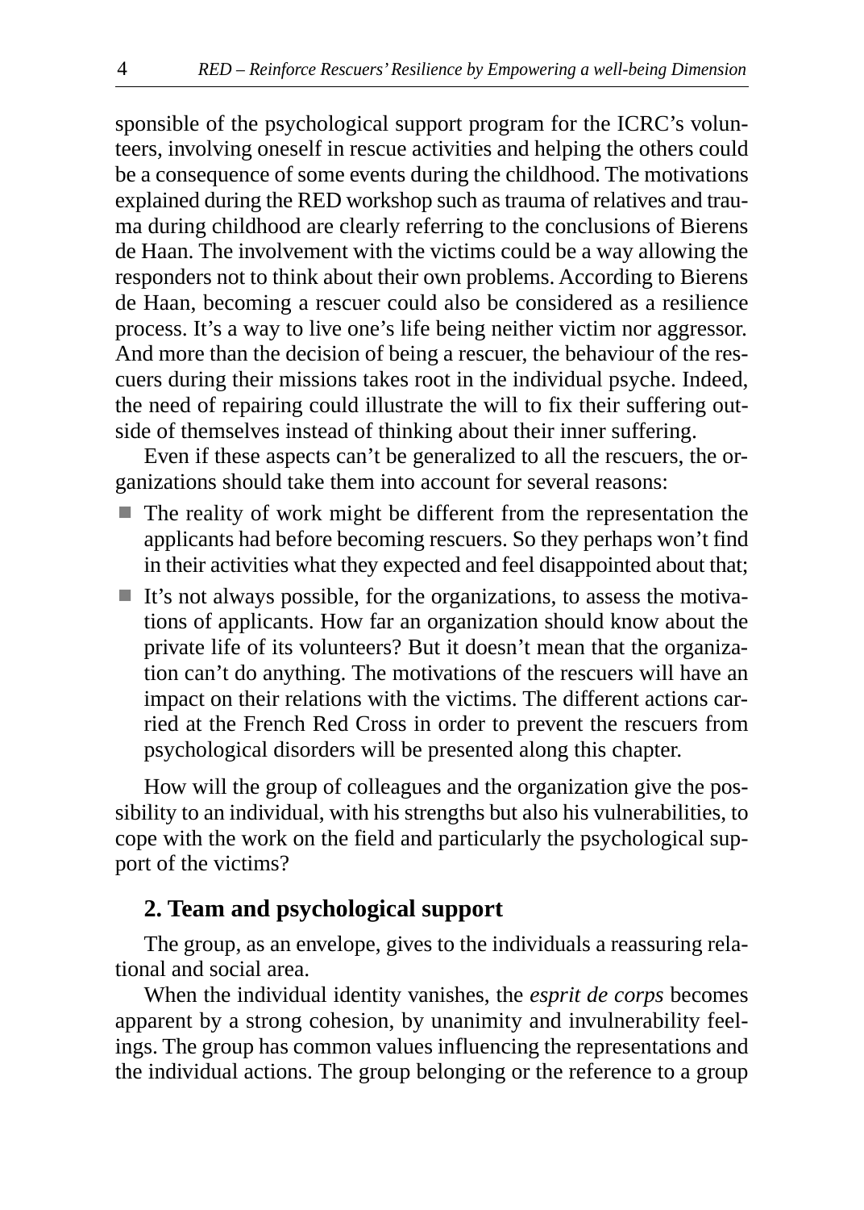sponsible of the psychological support program for the ICRC's volunteers, involving oneself in rescue activities and helping the others could be a consequence of some events during the childhood. The motivations explained during the RED workshop such as trauma of relatives and trauma during childhood are clearly referring to the conclusions of Bierens de Haan. The involvement with the victims could be a way allowing the responders not to think about their own problems. According to Bierens de Haan, becoming a rescuer could also be considered as a resilience process. It's a way to live one's life being neither victim nor aggressor. And more than the decision of being a rescuer, the behaviour of the rescuers during their missions takes root in the individual psyche. Indeed, the need of repairing could illustrate the will to fix their suffering outside of themselves instead of thinking about their inner suffering.

Even if these aspects can't be generalized to all the rescuers, the organizations should take them into account for several reasons:

- The reality of work might be different from the representation the applicants had before becoming rescuers. So they perhaps won't find in their activities what they expected and feel disappointed about that;
- It's not always possible, for the organizations, to assess the motivations of applicants. How far an organization should know about the private life of its volunteers? But it doesn't mean that the organization can't do anything. The motivations of the rescuers will have an impact on their relations with the victims. The different actions carried at the French Red Cross in order to prevent the rescuers from psychological disorders will be presented along this chapter.

How will the group of colleagues and the organization give the possibility to an individual, with his strengths but also his vulnerabilities, to cope with the work on the field and particularly the psychological support of the victims?

## 2. Team and psychological support

The group, as an envelope, gives to the individuals a reassuring relational and social area.

When the individual identity vanishes, the *esprit de corps* becomes apparent by a strong cohesion, by unanimity and invulnerability feelings. The group has common values influencing the representations and the individual actions. The group belonging or the reference to a group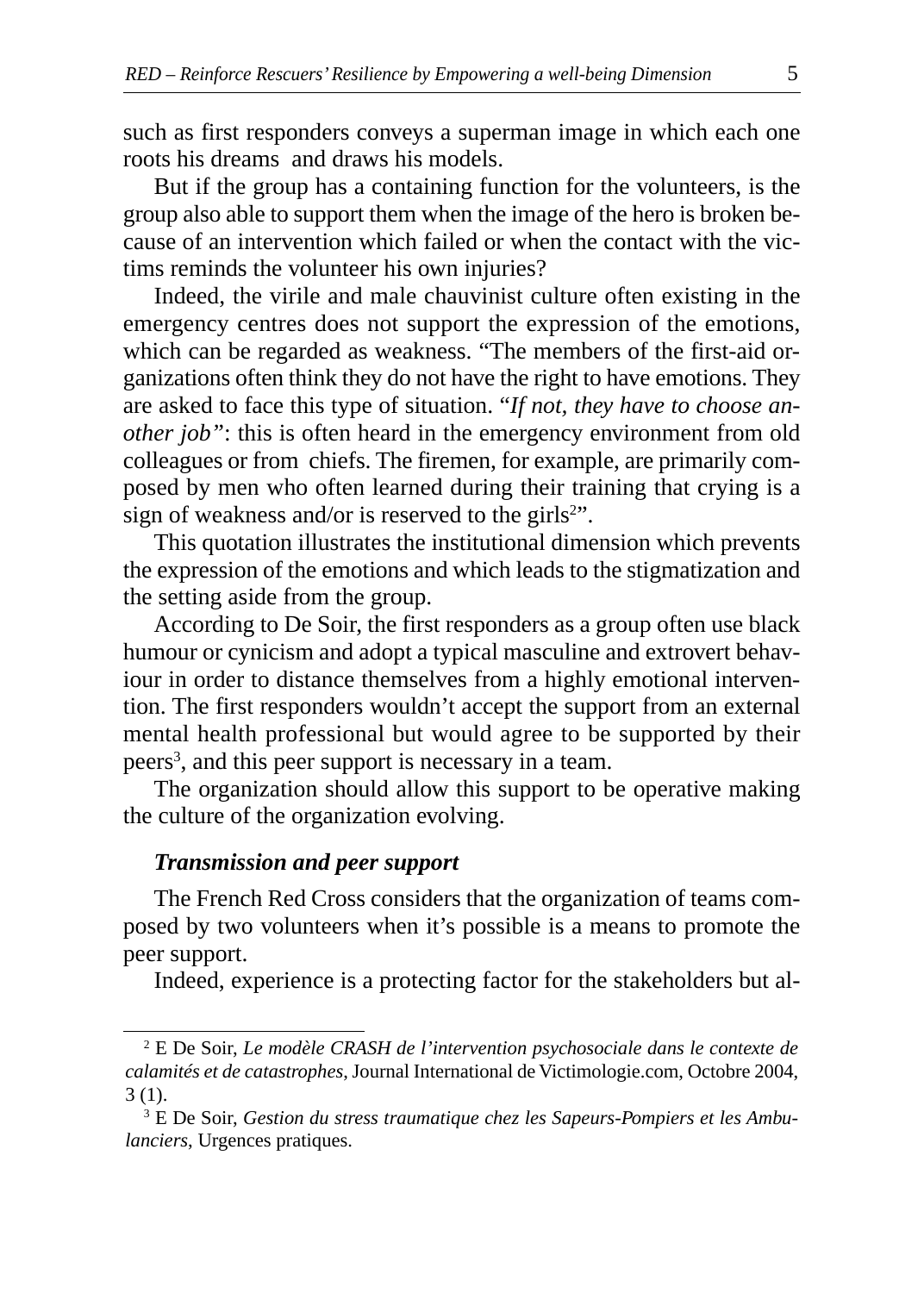such as first responders conveys a superman image in which each one roots his dreams  and draws his models.

But if the group has a containing function for the volunteers, is the group also able to support them when the image of the hero is broken because of an intervention which failed or when the contact with the victims reminds the volunteer his own injuries?

Indeed, the virile and male chauvinist culture often existing in the emergency centres does not support the expression of the emotions, which can be regarded as weakness. “The members of the first-aid organizations often think they do not have the right to have emotions. They are asked to face this type of situation. “*If not, they have to choose another job”*: this is often heard in the emergency environment from old colleagues or from  chiefs. The firemen, for example, are primarily composed by men who often learned during their training that crying is a sign of weakness and/or is reserved to the girls[2]”.

This quotation illustrates the institutional dimension which prevents the expression of the emotions and which leads to the stigmatization and the setting aside from the group.

According to De Soir, the first responders as a group often use black humour or cynicism and adopt a typical masculine and extrovert behaviour in order to distance themselves from a highly emotional intervention. The first responders wouldn’t accept the support from an external mental health professional but would agree to be supported by their peers[3], and this peer support is necessary in a team.

The organization should allow this support to be operative making the culture of the organization evolving.

### *Transmission and peer support*

The French Red Cross considers that the organization of teams composed by two volunteers when it’s possible is a means to promote the peer support.

Indeed, experience is a protecting factor for the stakeholders but al-

---

[2] E De Soir, *Le modèle CRASH de l’intervention psychosociale dans le contexte de calamités et de catastrophes*, Journal International de Victimologie.com, Octobre 2004, 3 (1).

[3] E De Soir, *Gestion du stress traumatique chez les Sapeurs-Pompiers et les Ambulanciers*, Urgences pratiques.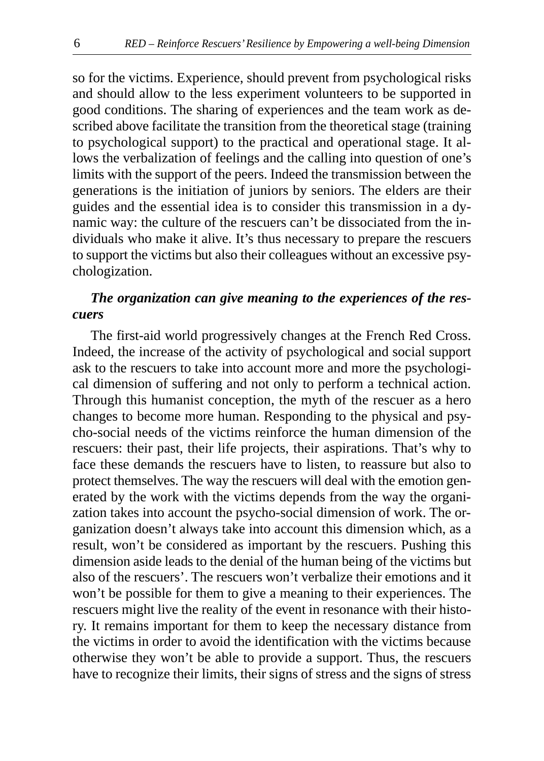so for the victims. Experience, should prevent from psychological risks and should allow to the less experiment volunteers to be supported in good conditions. The sharing of experiences and the team work as described above facilitate the transition from the theoretical stage (training to psychological support) to the practical and operational stage. It allows the verbalization of feelings and the calling into question of one's limits with the support of the peers. Indeed the transmission between the generations is the initiation of juniors by seniors. The elders are their guides and the essential idea is to consider this transmission in a dynamic way: the culture of the rescuers can't be dissociated from the individuals who make it alive. It's thus necessary to prepare the rescuers to support the victims but also their colleagues without an excessive psychologization.

### *The organization can give meaning to the experiences of the rescuers*

The first-aid world progressively changes at the French Red Cross. Indeed, the increase of the activity of psychological and social support ask to the rescuers to take into account more and more the psychological dimension of suffering and not only to perform a technical action. Through this humanist conception, the myth of the rescuer as a hero changes to become more human. Responding to the physical and psycho-social needs of the victims reinforce the human dimension of the rescuers: their past, their life projects, their aspirations. That's why to face these demands the rescuers have to listen, to reassure but also to protect themselves. The way the rescuers will deal with the emotion generated by the work with the victims depends from the way the organization takes into account the psycho-social dimension of work. The organization doesn't always take into account this dimension which, as a result, won't be considered as important by the rescuers. Pushing this dimension aside leads to the denial of the human being of the victims but also of the rescuers'. The rescuers won't verbalize their emotions and it won't be possible for them to give a meaning to their experiences. The rescuers might live the reality of the event in resonance with their history. It remains important for them to keep the necessary distance from the victims in order to avoid the identification with the victims because otherwise they won't be able to provide a support. Thus, the rescuers have to recognize their limits, their signs of stress and the signs of stress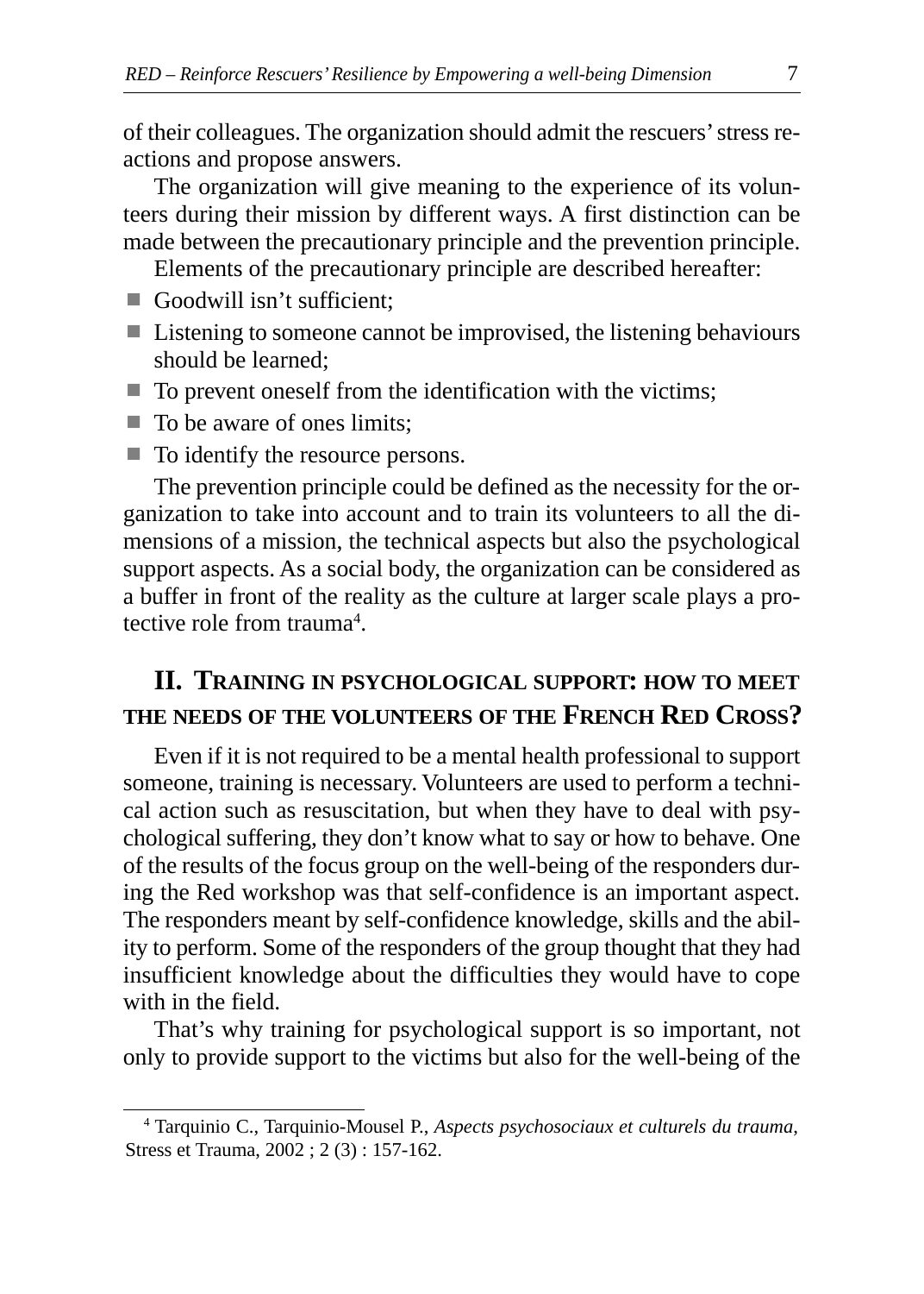of their colleagues. The organization should admit the rescuers' stress reactions and propose answers.

The organization will give meaning to the experience of its volunteers during their mission by different ways. A first distinction can be made between the precautionary principle and the prevention principle.

Elements of the precautionary principle are described hereafter:

- Goodwill isn't sufficient;
- Listening to someone cannot be improvised, the listening behaviours should be learned;
- To prevent oneself from the identification with the victims;
- To be aware of ones limits;
- To identify the resource persons.

The prevention principle could be defined as the necessity for the organization to take into account and to train its volunteers to all the dimensions of a mission, the technical aspects but also the psychological support aspects. As a social body, the organization can be considered as a buffer in front of the reality as the culture at larger scale plays a protective role from trauma[4].

## II. Training in psychological support: how to meet the needs of the volunteers of the French Red Cross?

Even if it is not required to be a mental health professional to support someone, training is necessary. Volunteers are used to perform a technical action such as resuscitation, but when they have to deal with psychological suffering, they don't know what to say or how to behave. One of the results of the focus group on the well-being of the responders during the Red workshop was that self-confidence is an important aspect. The responders meant by self-confidence knowledge, skills and the ability to perform. Some of the responders of the group thought that they had insufficient knowledge about the difficulties they would have to cope with in the field.

That's why training for psychological support is so important, not only to provide support to the victims but also for the well-being of the

[4] Tarquinio C., Tarquinio-Mousel P., *Aspects psychosociaux et culturels du trauma*, Stress et Trauma, 2002 ; 2 (3) : 157-162.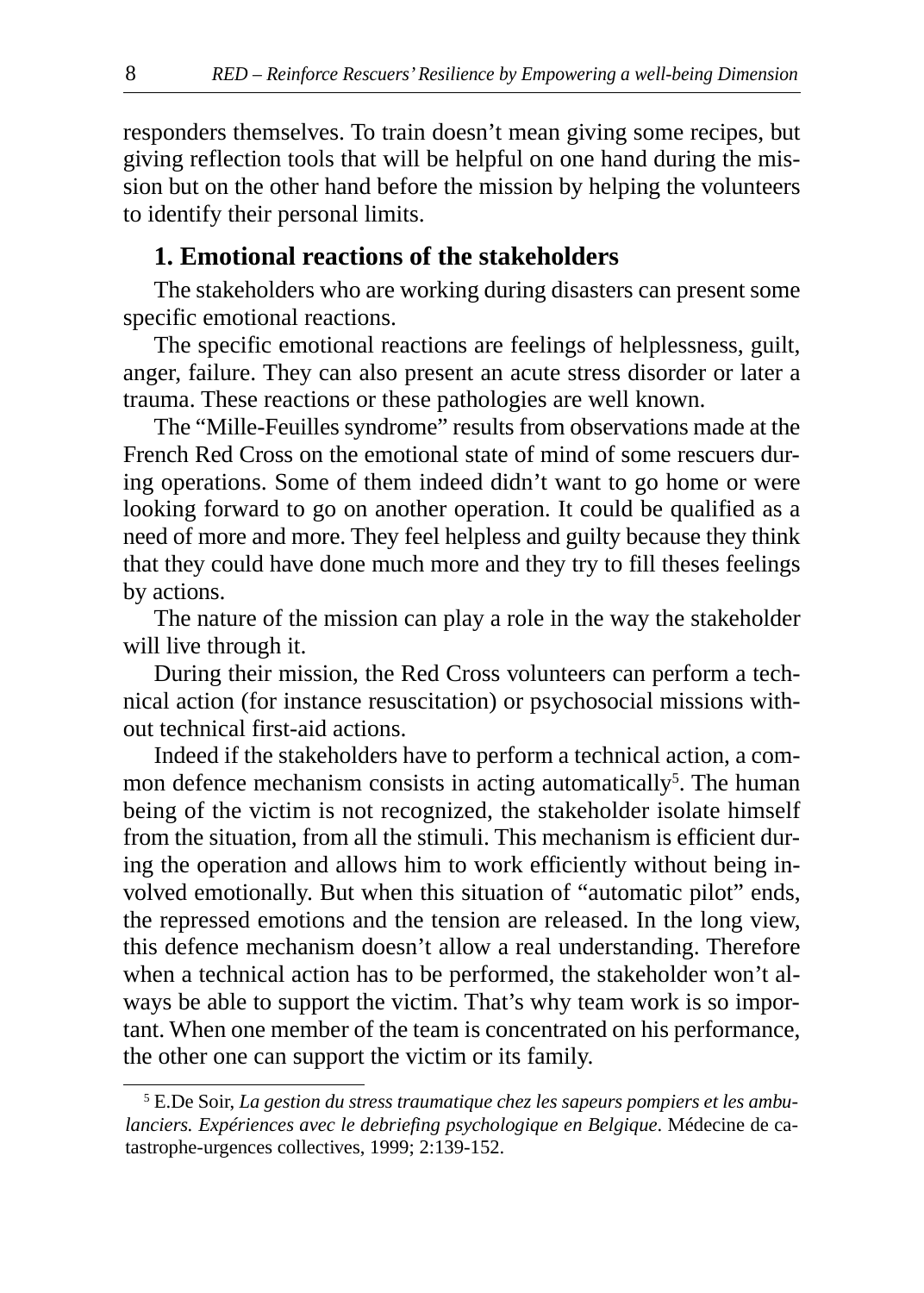responders themselves. To train doesn't mean giving some recipes, but giving reflection tools that will be helpful on one hand during the mission but on the other hand before the mission by helping the volunteers to identify their personal limits.

## 1. Emotional reactions of the stakeholders

The stakeholders who are working during disasters can present some specific emotional reactions.

The specific emotional reactions are feelings of helplessness, guilt, anger, failure. They can also present an acute stress disorder or later a trauma. These reactions or these pathologies are well known.

The "Mille-Feuilles syndrome" results from observations made at the French Red Cross on the emotional state of mind of some rescuers during operations. Some of them indeed didn't want to go home or were looking forward to go on another operation. It could be qualified as a need of more and more. They feel helpless and guilty because they think that they could have done much more and they try to fill theses feelings by actions.

The nature of the mission can play a role in the way the stakeholder will live through it.

During their mission, the Red Cross volunteers can perform a technical action (for instance resuscitation) or psychosocial missions without technical first-aid actions.

Indeed if the stakeholders have to perform a technical action, a common defence mechanism consists in acting automatically[5]. The human being of the victim is not recognized, the stakeholder isolate himself from the situation, from all the stimuli. This mechanism is efficient during the operation and allows him to work efficiently without being involved emotionally. But when this situation of "automatic pilot" ends, the repressed emotions and the tension are released. In the long view, this defence mechanism doesn't allow a real understanding. Therefore when a technical action has to be performed, the stakeholder won't always be able to support the victim. That's why team work is so important. When one member of the team is concentrated on his performance, the other one can support the victim or its family.

---

[5] E.De Soir, *La gestion du stress traumatique chez les sapeurs pompiers et les ambulanciers. Expériences avec le debriefing psychologique en Belgique*. Médecine de catastrophe-urgences collectives, 1999; 2:139-152.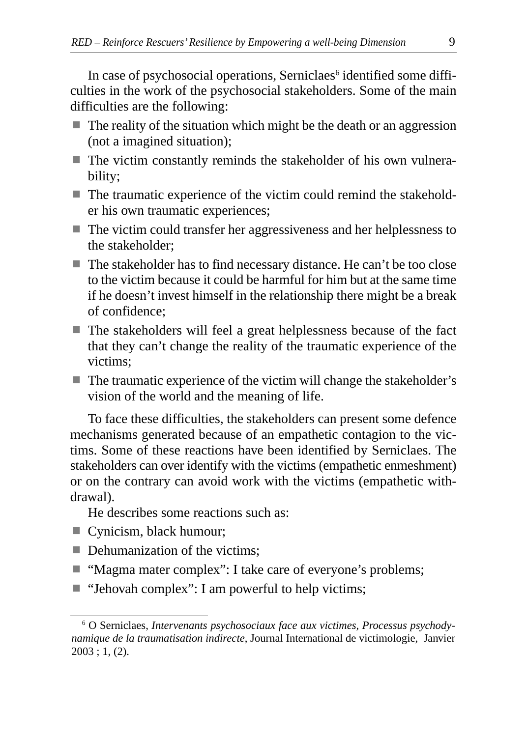In case of psychosocial operations, Serniclaes[6] identified some difficulties in the work of the psychosocial stakeholders. Some of the main difficulties are the following:

- The reality of the situation which might be the death or an aggression (not a imagined situation);
- The victim constantly reminds the stakeholder of his own vulnerability;
- The traumatic experience of the victim could remind the stakeholder his own traumatic experiences;
- The victim could transfer her aggressiveness and her helplessness to the stakeholder;
- The stakeholder has to find necessary distance. He can't be too close to the victim because it could be harmful for him but at the same time if he doesn't invest himself in the relationship there might be a break of confidence;
- The stakeholders will feel a great helplessness because of the fact that they can't change the reality of the traumatic experience of the victims;
- The traumatic experience of the victim will change the stakeholder's vision of the world and the meaning of life.

To face these difficulties, the stakeholders can present some defence mechanisms generated because of an empathetic contagion to the victims. Some of these reactions have been identified by Serniclaes. The stakeholders can over identify with the victims (empathetic enmeshment) or on the contrary can avoid work with the victims (empathetic withdrawal).

He describes some reactions such as:

- Cynicism, black humour;
- Dehumanization of the victims;
- "Magma mater complex": I take care of everyone's problems;
- "Jehovah complex": I am powerful to help victims;

---

[6] O Serniclaes, *Intervenants psychosociaux face aux victimes, Processus psychodynamique de la traumatisation indirecte*, Journal International de victimologie, Janvier 2003 ; 1, (2).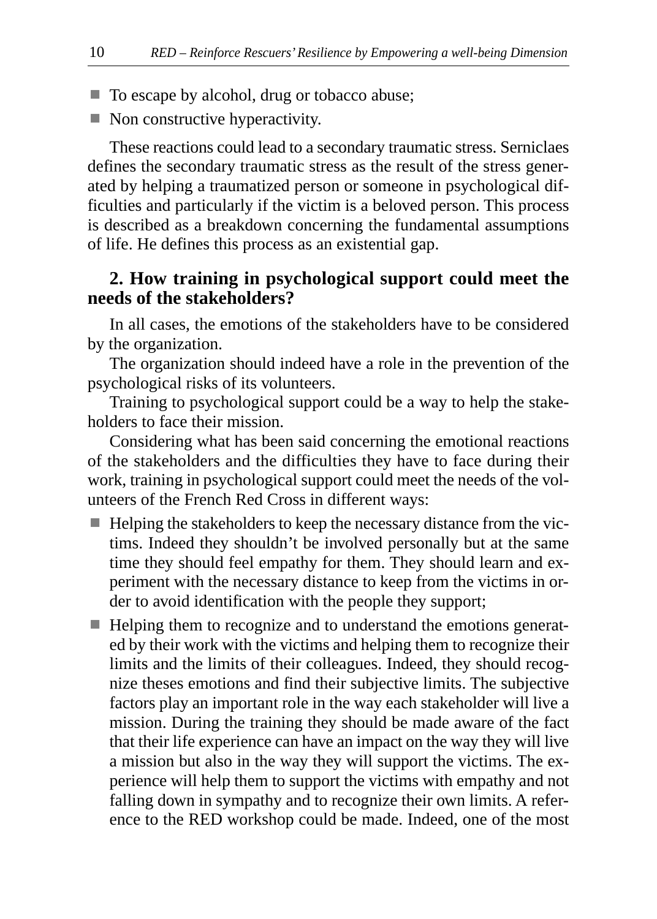- To escape by alcohol, drug or tobacco abuse;
- Non constructive hyperactivity.

These reactions could lead to a secondary traumatic stress. Serniclaes defines the secondary traumatic stress as the result of the stress generated by helping a traumatized person or someone in psychological difficulties and particularly if the victim is a beloved person. This process is described as a breakdown concerning the fundamental assumptions of life. He defines this process as an existential gap.

## 2. How training in psychological support could meet the needs of the stakeholders?

In all cases, the emotions of the stakeholders have to be considered by the organization.

The organization should indeed have a role in the prevention of the psychological risks of its volunteers.

Training to psychological support could be a way to help the stakeholders to face their mission.

Considering what has been said concerning the emotional reactions of the stakeholders and the difficulties they have to face during their work, training in psychological support could meet the needs of the volunteers of the French Red Cross in different ways:

- Helping the stakeholders to keep the necessary distance from the victims. Indeed they shouldn't be involved personally but at the same time they should feel empathy for them. They should learn and experiment with the necessary distance to keep from the victims in order to avoid identification with the people they support;
- Helping them to recognize and to understand the emotions generated by their work with the victims and helping them to recognize their limits and the limits of their colleagues. Indeed, they should recognize theses emotions and find their subjective limits. The subjective factors play an important role in the way each stakeholder will live a mission. During the training they should be made aware of the fact that their life experience can have an impact on the way they will live a mission but also in the way they will support the victims. The experience will help them to support the victims with empathy and not falling down in sympathy and to recognize their own limits. A reference to the RED workshop could be made. Indeed, one of the most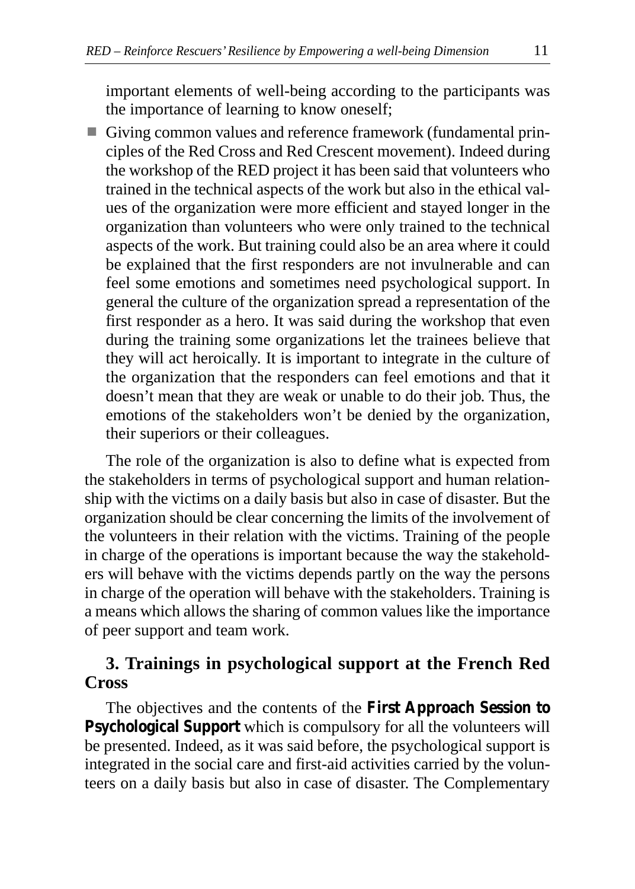important elements of well-being according to the participants was the importance of learning to know oneself;

- Giving common values and reference framework (fundamental principles of the Red Cross and Red Crescent movement). Indeed during the workshop of the RED project it has been said that volunteers who trained in the technical aspects of the work but also in the ethical values of the organization were more efficient and stayed longer in the organization than volunteers who were only trained to the technical aspects of the work. But training could also be an area where it could be explained that the first responders are not invulnerable and can feel some emotions and sometimes need psychological support. In general the culture of the organization spread a representation of the first responder as a hero. It was said during the workshop that even during the training some organizations let the trainees believe that they will act heroically. It is important to integrate in the culture of the organization that the responders can feel emotions and that it doesn't mean that they are weak or unable to do their job. Thus, the emotions of the stakeholders won't be denied by the organization, their superiors or their colleagues.

The role of the organization is also to define what is expected from the stakeholders in terms of psychological support and human relationship with the victims on a daily basis but also in case of disaster. But the organization should be clear concerning the limits of the involvement of the volunteers in their relation with the victims. Training of the people in charge of the operations is important because the way the stakeholders will behave with the victims depends partly on the way the persons in charge of the operation will behave with the stakeholders. Training is a means which allows the sharing of common values like the importance of peer support and team work.

## 3. Trainings in psychological support at the French Red Cross

The objectives and the contents of the **First Approach Session to Psychological Support** which is compulsory for all the volunteers will be presented. Indeed, as it was said before, the psychological support is integrated in the social care and first-aid activities carried by the volunteers on a daily basis but also in case of disaster. The Complementary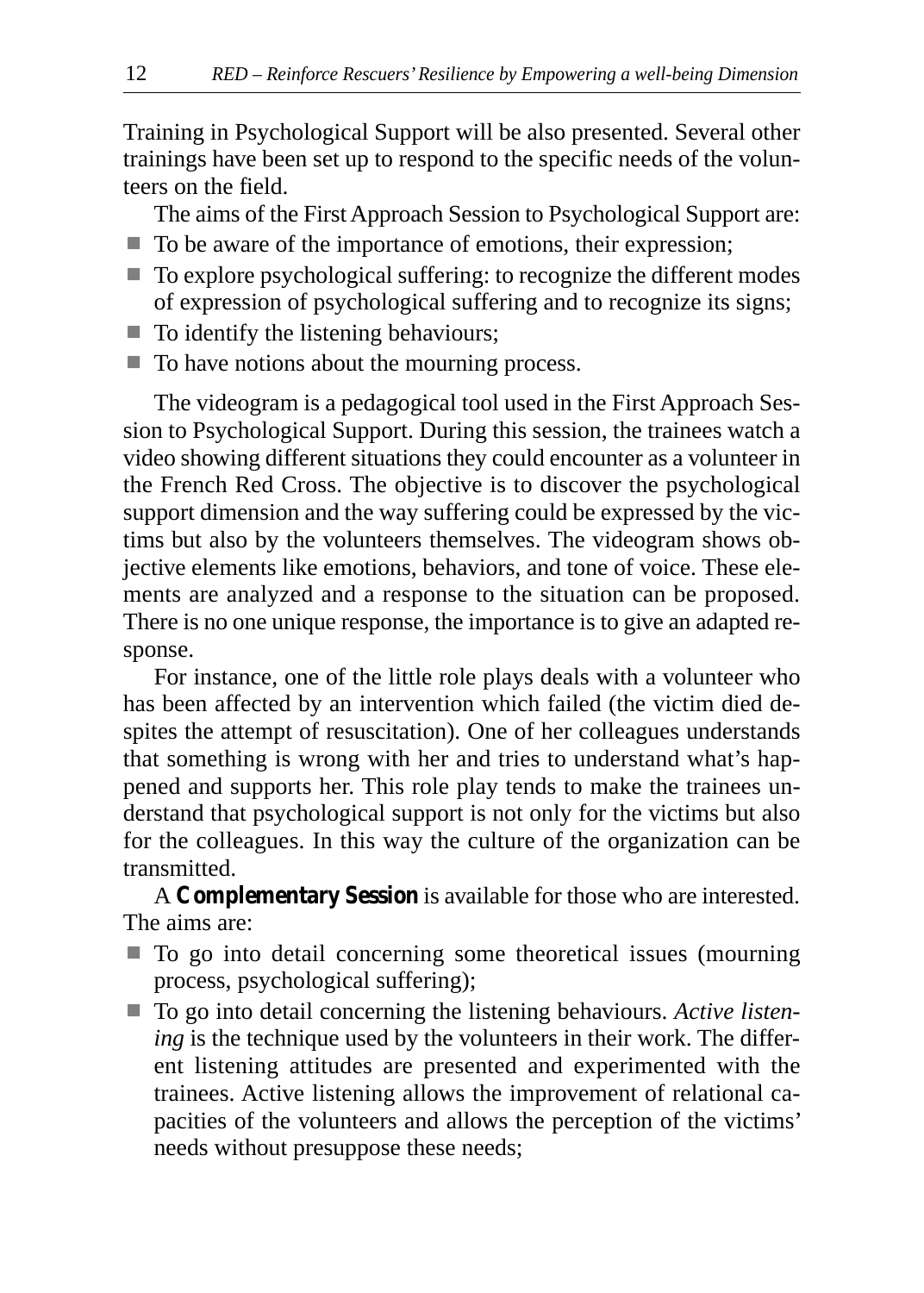Training in Psychological Support will be also presented. Several other trainings have been set up to respond to the specific needs of the volunteers on the field.

The aims of the First Approach Session to Psychological Support are:

- To be aware of the importance of emotions, their expression;
- To explore psychological suffering: to recognize the different modes of expression of psychological suffering and to recognize its signs;
- To identify the listening behaviours;
- To have notions about the mourning process.

The videogram is a pedagogical tool used in the First Approach Session to Psychological Support. During this session, the trainees watch a video showing different situations they could encounter as a volunteer in the French Red Cross. The objective is to discover the psychological support dimension and the way suffering could be expressed by the victims but also by the volunteers themselves. The videogram shows objective elements like emotions, behaviors, and tone of voice. These elements are analyzed and a response to the situation can be proposed. There is no one unique response, the importance is to give an adapted response.

For instance, one of the little role plays deals with a volunteer who has been affected by an intervention which failed (the victim died despites the attempt of resuscitation). One of her colleagues understands that something is wrong with her and tries to understand what's happened and supports her. This role play tends to make the trainees understand that psychological support is not only for the victims but also for the colleagues. In this way the culture of the organization can be transmitted.

A **Complementary Session** is available for those who are interested. The aims are:

- To go into detail concerning some theoretical issues (mourning process, psychological suffering);
- To go into detail concerning the listening behaviours. *Active listening* is the technique used by the volunteers in their work. The different listening attitudes are presented and experimented with the trainees. Active listening allows the improvement of relational capacities of the volunteers and allows the perception of the victims' needs without presuppose these needs;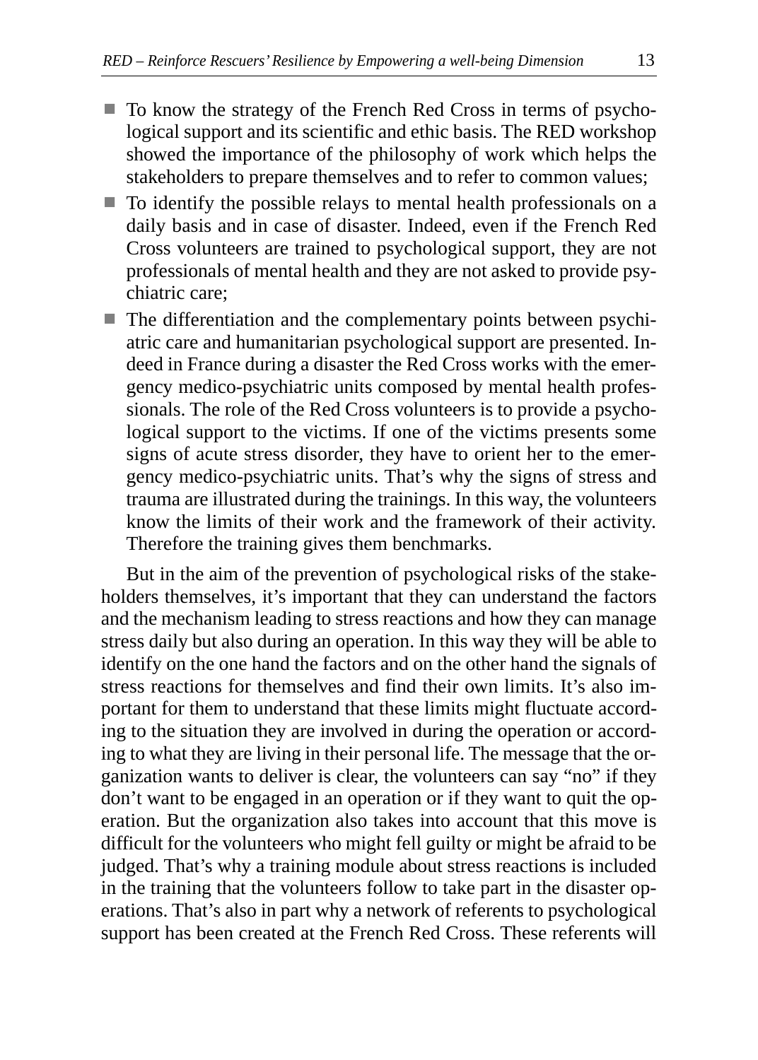- To know the strategy of the French Red Cross in terms of psychological support and its scientific and ethic basis. The RED workshop showed the importance of the philosophy of work which helps the stakeholders to prepare themselves and to refer to common values;
- To identify the possible relays to mental health professionals on a daily basis and in case of disaster. Indeed, even if the French Red Cross volunteers are trained to psychological support, they are not professionals of mental health and they are not asked to provide psychiatric care;
- The differentiation and the complementary points between psychiatric care and humanitarian psychological support are presented. Indeed in France during a disaster the Red Cross works with the emergency medico-psychiatric units composed by mental health professionals. The role of the Red Cross volunteers is to provide a psychological support to the victims. If one of the victims presents some signs of acute stress disorder, they have to orient her to the emergency medico-psychiatric units. That's why the signs of stress and trauma are illustrated during the trainings. In this way, the volunteers know the limits of their work and the framework of their activity. Therefore the training gives them benchmarks.

But in the aim of the prevention of psychological risks of the stakeholders themselves, it's important that they can understand the factors and the mechanism leading to stress reactions and how they can manage stress daily but also during an operation. In this way they will be able to identify on the one hand the factors and on the other hand the signals of stress reactions for themselves and find their own limits. It's also important for them to understand that these limits might fluctuate according to the situation they are involved in during the operation or according to what they are living in their personal life. The message that the organization wants to deliver is clear, the volunteers can say "no" if they don't want to be engaged in an operation or if they want to quit the operation. But the organization also takes into account that this move is difficult for the volunteers who might fell guilty or might be afraid to be judged. That's why a training module about stress reactions is included in the training that the volunteers follow to take part in the disaster operations. That's also in part why a network of referents to psychological support has been created at the French Red Cross. These referents will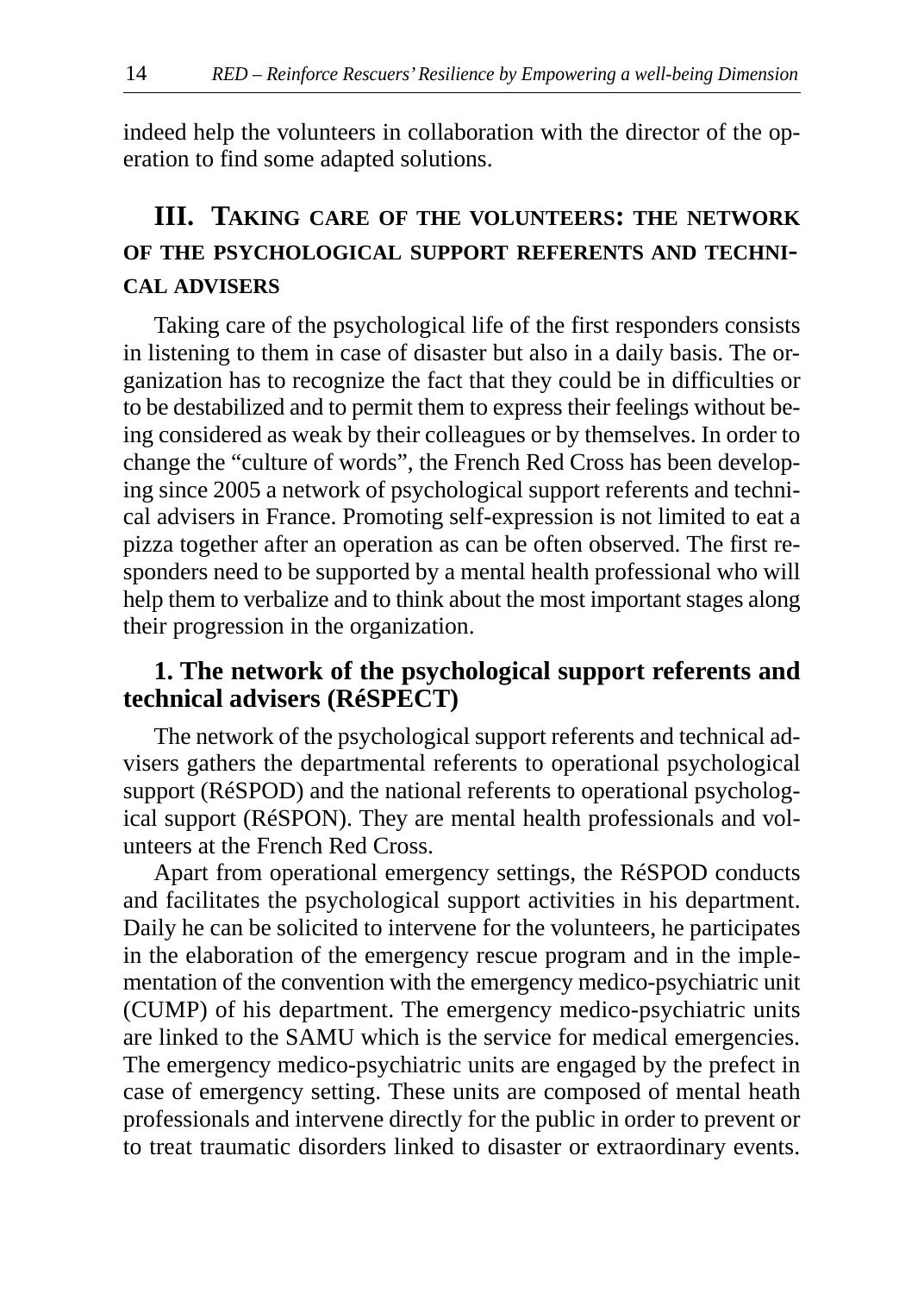indeed help the volunteers in collaboration with the director of the operation to find some adapted solutions.

## III. Taking care of the volunteers: the network of the psychological support referents and technical advisers

Taking care of the psychological life of the first responders consists in listening to them in case of disaster but also in a daily basis. The organization has to recognize the fact that they could be in difficulties or to be destabilized and to permit them to express their feelings without being considered as weak by their colleagues or by themselves. In order to change the "culture of words", the French Red Cross has been developing since 2005 a network of psychological support referents and technical advisers in France. Promoting self-expression is not limited to eat a pizza together after an operation as can be often observed. The first responders need to be supported by a mental health professional who will help them to verbalize and to think about the most important stages along their progression in the organization.

### 1. The network of the psychological support referents and technical advisers (RéSPECT)

The network of the psychological support referents and technical advisers gathers the departmental referents to operational psychological support (RéSPOD) and the national referents to operational psychological support (RéSPON). They are mental health professionals and volunteers at the French Red Cross.

Apart from operational emergency settings, the RéSPOD conducts and facilitates the psychological support activities in his department. Daily he can be solicited to intervene for the volunteers, he participates in the elaboration of the emergency rescue program and in the implementation of the convention with the emergency medico-psychiatric unit (CUMP) of his department. The emergency medico-psychiatric units are linked to the SAMU which is the service for medical emergencies. The emergency medico-psychiatric units are engaged by the prefect in case of emergency setting. These units are composed of mental heath professionals and intervene directly for the public in order to prevent or to treat traumatic disorders linked to disaster or extraordinary events.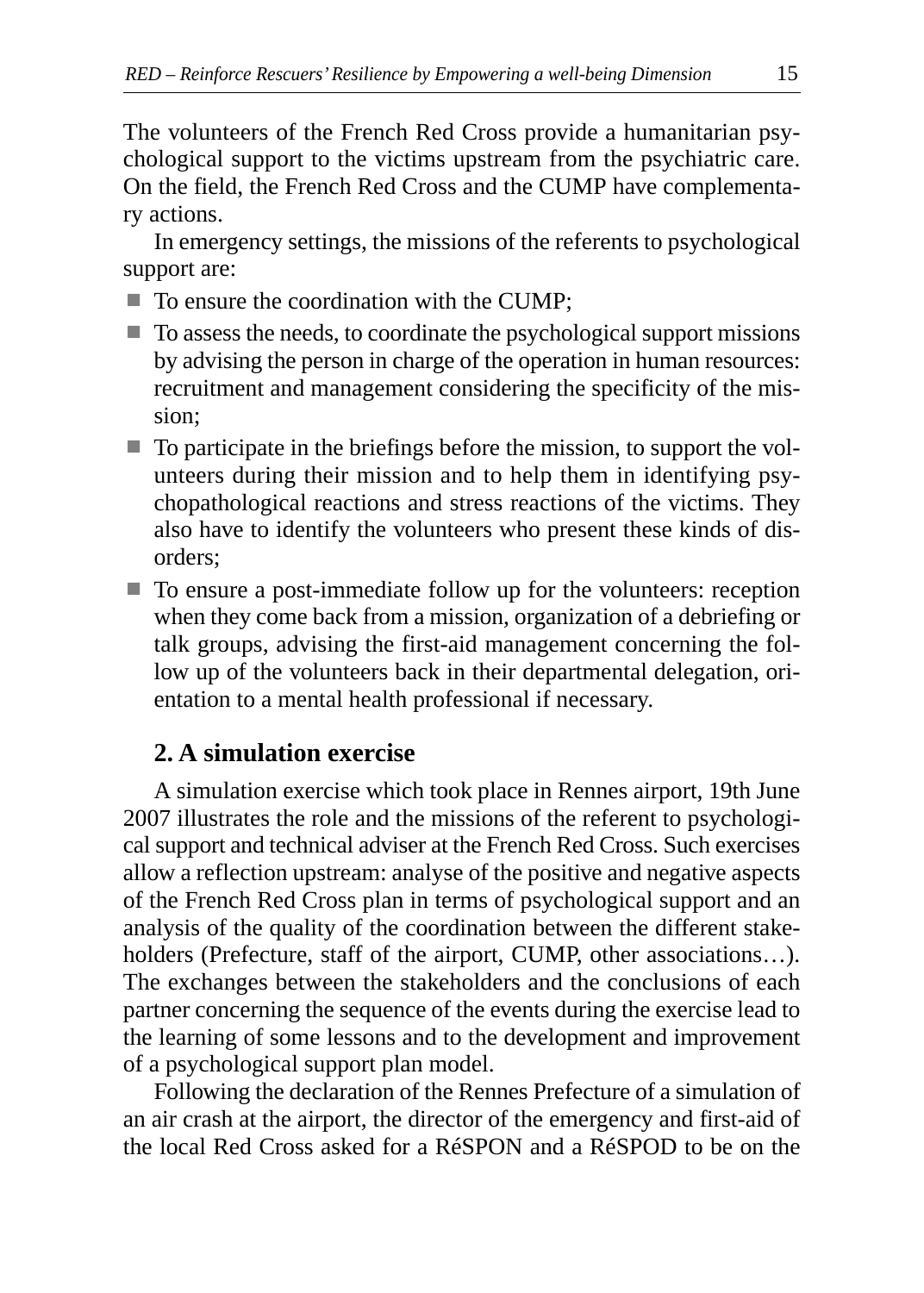The volunteers of the French Red Cross provide a humanitarian psychological support to the victims upstream from the psychiatric care. On the field, the French Red Cross and the CUMP have complementary actions.

In emergency settings, the missions of the referents to psychological support are:

- To ensure the coordination with the CUMP;
- To assess the needs, to coordinate the psychological support missions by advising the person in charge of the operation in human resources: recruitment and management considering the specificity of the mission;
- To participate in the briefings before the mission, to support the volunteers during their mission and to help them in identifying psychopathological reactions and stress reactions of the victims. They also have to identify the volunteers who present these kinds of disorders;
- To ensure a post-immediate follow up for the volunteers: reception when they come back from a mission, organization of a debriefing or talk groups, advising the first-aid management concerning the follow up of the volunteers back in their departmental delegation, orientation to a mental health professional if necessary.

## 2. A simulation exercise

A simulation exercise which took place in Rennes airport, 19th June 2007 illustrates the role and the missions of the referent to psychological support and technical adviser at the French Red Cross. Such exercises allow a reflection upstream: analyse of the positive and negative aspects of the French Red Cross plan in terms of psychological support and an analysis of the quality of the coordination between the different stakeholders (Prefecture, staff of the airport, CUMP, other associations…). The exchanges between the stakeholders and the conclusions of each partner concerning the sequence of the events during the exercise lead to the learning of some lessons and to the development and improvement of a psychological support plan model.

Following the declaration of the Rennes Prefecture of a simulation of an air crash at the airport, the director of the emergency and first-aid of the local Red Cross asked for a RéSPON and a RéSPOD to be on the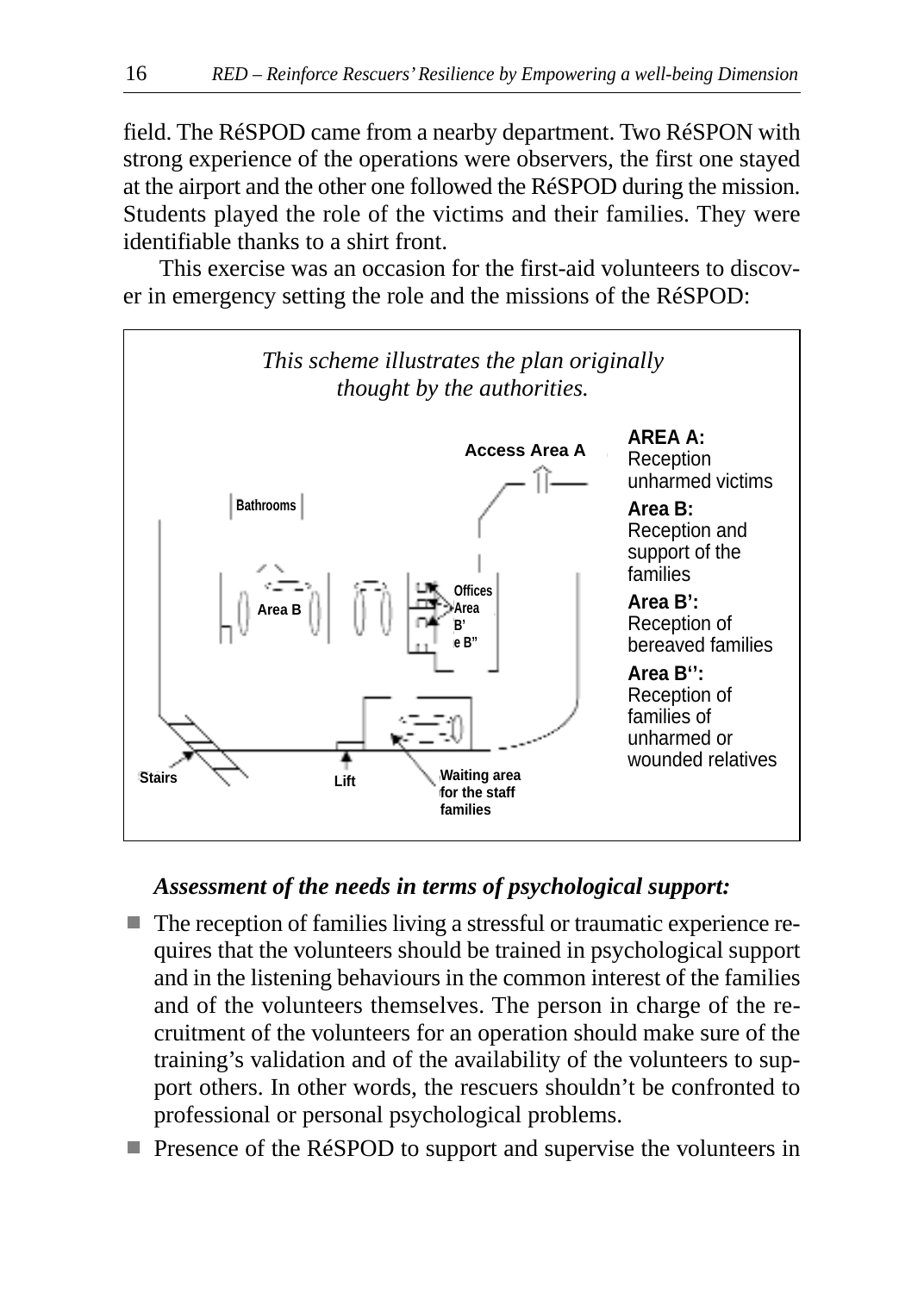field. The RéSPOD came from a nearby department. Two RéSPON with strong experience of the operations were observers, the first one stayed at the airport and the other one followed the RéSPOD during the mission. Students played the role of the victims and their families. They were identifiable thanks to a shirt front.

This exercise was an occasion for the first-aid volunteers to discover in emergency setting the role and the missions of the RéSPOD:

*This scheme illustrates the plan originally thought by the authorities.*

Access Area A

Bathrooms

Area B

Offices
Area B'
e B"

Stairs

Lift

Waiting area for the staff families

**AREA A:** Reception unharmed victims

**Area B:** Reception and support of the families

**Area B':** Reception of bereaved families

**Area B'':** Reception of families of unharmed or wounded relatives

***Assessment of the needs in terms of psychological support:***

- The reception of families living a stressful or traumatic experience requires that the volunteers should be trained in psychological support and in the listening behaviours in the common interest of the families and of the volunteers themselves. The person in charge of the recruitment of the volunteers for an operation should make sure of the training's validation and of the availability of the volunteers to support others. In other words, the rescuers shouldn't be confronted to professional or personal psychological problems.
- Presence of the RéSPOD to support and supervise the volunteers in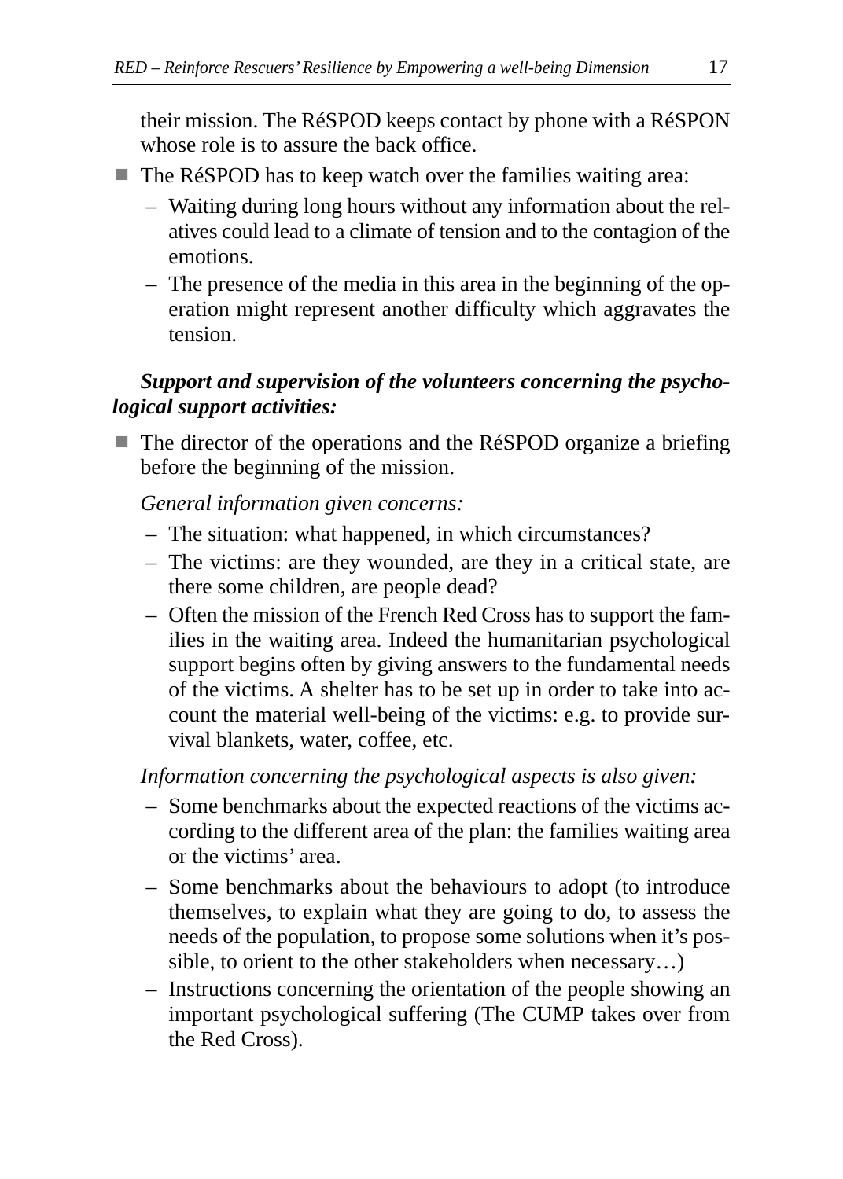their mission. The RéSPOD keeps contact by phone with a RéSPON whose role is to assure the back office.

- The RéSPOD has to keep watch over the families waiting area:
  - Waiting during long hours without any information about the relatives could lead to a climate of tension and to the contagion of the emotions.
  - The presence of the media in this area in the beginning of the operation might represent another difficulty which aggravates the tension.

***Support and supervision of the volunteers concerning the psychological support activities:***

- The director of the operations and the RéSPOD organize a briefing before the beginning of the mission.

  *General information given concerns:*

  - The situation: what happened, in which circumstances?
  - The victims: are they wounded, are they in a critical state, are there some children, are people dead?
  - Often the mission of the French Red Cross has to support the families in the waiting area. Indeed the humanitarian psychological support begins often by giving answers to the fundamental needs of the victims. A shelter has to be set up in order to take into account the material well-being of the victims: e.g. to provide survival blankets, water, coffee, etc.

  *Information concerning the psychological aspects is also given:*

  - Some benchmarks about the expected reactions of the victims according to the different area of the plan: the families waiting area or the victims' area.
  - Some benchmarks about the behaviours to adopt (to introduce themselves, to explain what they are going to do, to assess the needs of the population, to propose some solutions when it's possible, to orient to the other stakeholders when necessary…)
  - Instructions concerning the orientation of the people showing an important psychological suffering (The CUMP takes over from the Red Cross).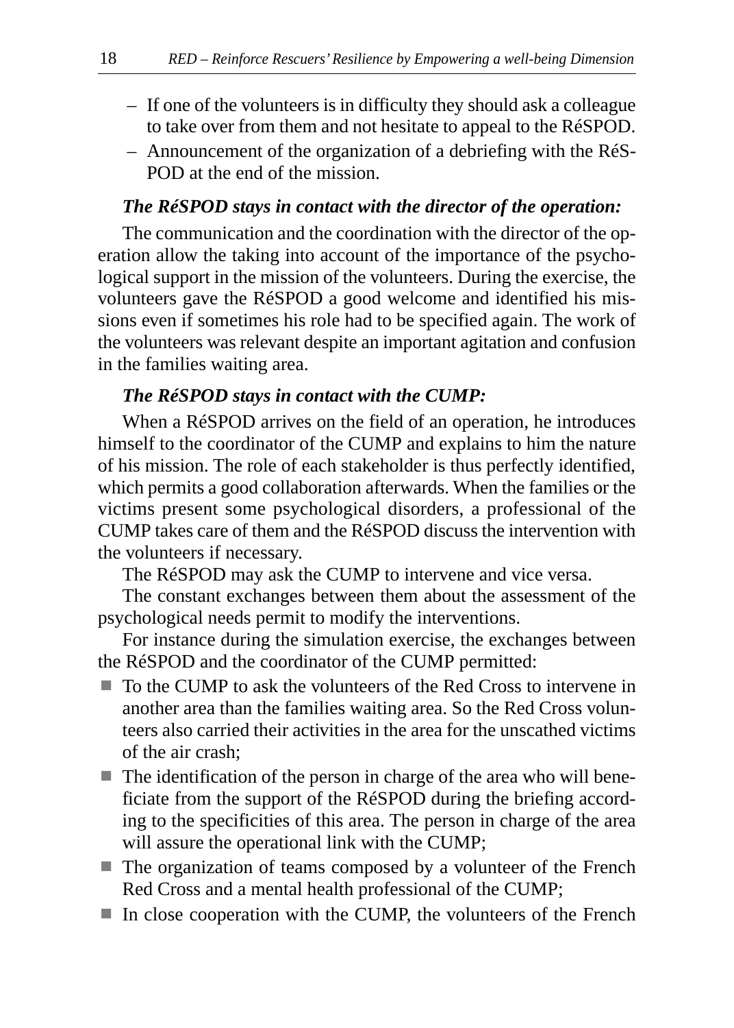- If one of the volunteers is in difficulty they should ask a colleague to take over from them and not hesitate to appeal to the RéSPOD.
- Announcement of the organization of a debriefing with the RéSPOD at the end of the mission.

***The RéSPOD stays in contact with the director of the operation:***

The communication and the coordination with the director of the operation allow the taking into account of the importance of the psychological support in the mission of the volunteers. During the exercise, the volunteers gave the RéSPOD a good welcome and identified his missions even if sometimes his role had to be specified again. The work of the volunteers was relevant despite an important agitation and confusion in the families waiting area.

***The RéSPOD stays in contact with the CUMP:***

When a RéSPOD arrives on the field of an operation, he introduces himself to the coordinator of the CUMP and explains to him the nature of his mission. The role of each stakeholder is thus perfectly identified, which permits a good collaboration afterwards. When the families or the victims present some psychological disorders, a professional of the CUMP takes care of them and the RéSPOD discuss the intervention with the volunteers if necessary.

The RéSPOD may ask the CUMP to intervene and vice versa.

The constant exchanges between them about the assessment of the psychological needs permit to modify the interventions.

For instance during the simulation exercise, the exchanges between the RéSPOD and the coordinator of the CUMP permitted:

- To the CUMP to ask the volunteers of the Red Cross to intervene in another area than the families waiting area. So the Red Cross volunteers also carried their activities in the area for the unscathed victims of the air crash;
- The identification of the person in charge of the area who will beneficiate from the support of the RéSPOD during the briefing according to the specificities of this area. The person in charge of the area will assure the operational link with the CUMP;
- The organization of teams composed by a volunteer of the French Red Cross and a mental health professional of the CUMP;
- In close cooperation with the CUMP, the volunteers of the French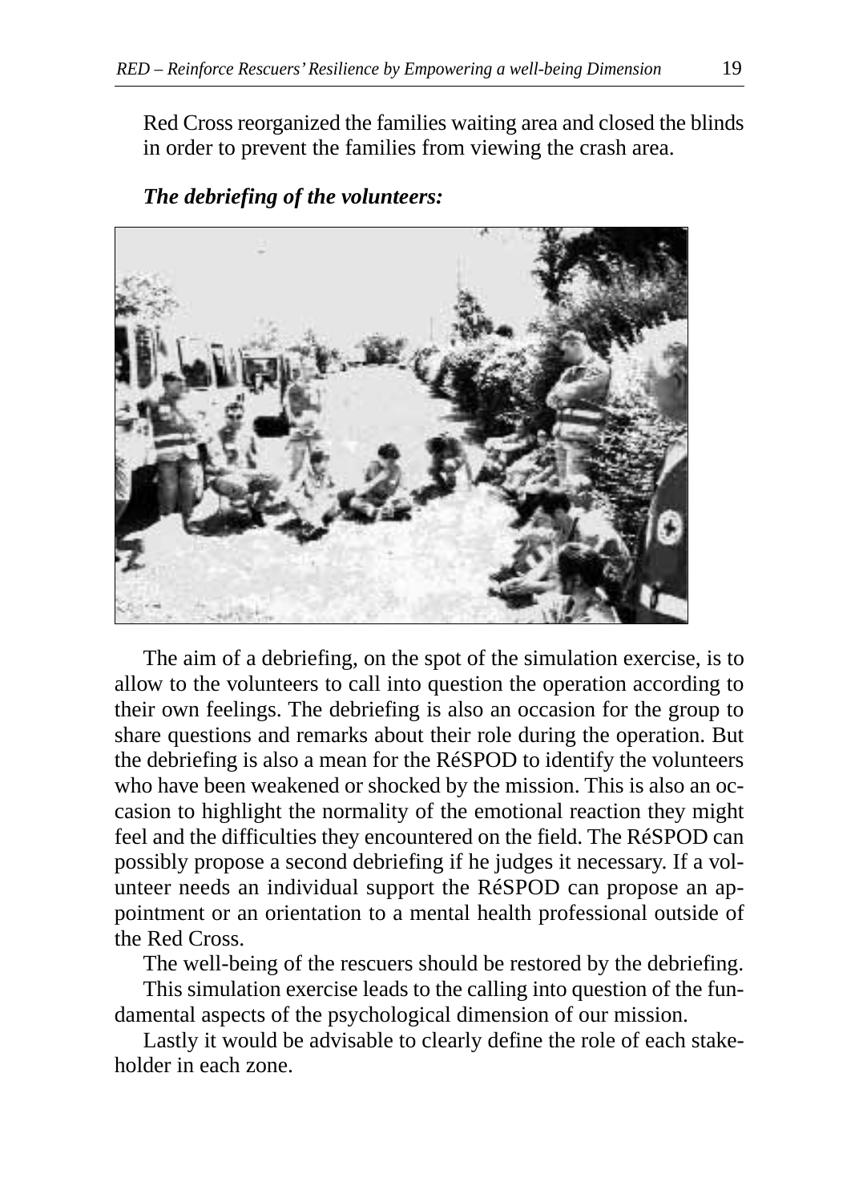Red Cross reorganized the families waiting area and closed the blinds in order to prevent the families from viewing the crash area.

***The debriefing of the volunteers:***

The aim of a debriefing, on the spot of the simulation exercise, is to allow to the volunteers to call into question the operation according to their own feelings. The debriefing is also an occasion for the group to share questions and remarks about their role during the operation. But the debriefing is also a mean for the RéSPOD to identify the volunteers who have been weakened or shocked by the mission. This is also an occasion to highlight the normality of the emotional reaction they might feel and the difficulties they encountered on the field. The RéSPOD can possibly propose a second debriefing if he judges it necessary. If a volunteer needs an individual support the RéSPOD can propose an appointment or an orientation to a mental health professional outside of the Red Cross.

The well-being of the rescuers should be restored by the debriefing.

This simulation exercise leads to the calling into question of the fundamental aspects of the psychological dimension of our mission.

Lastly it would be advisable to clearly define the role of each stakeholder in each zone.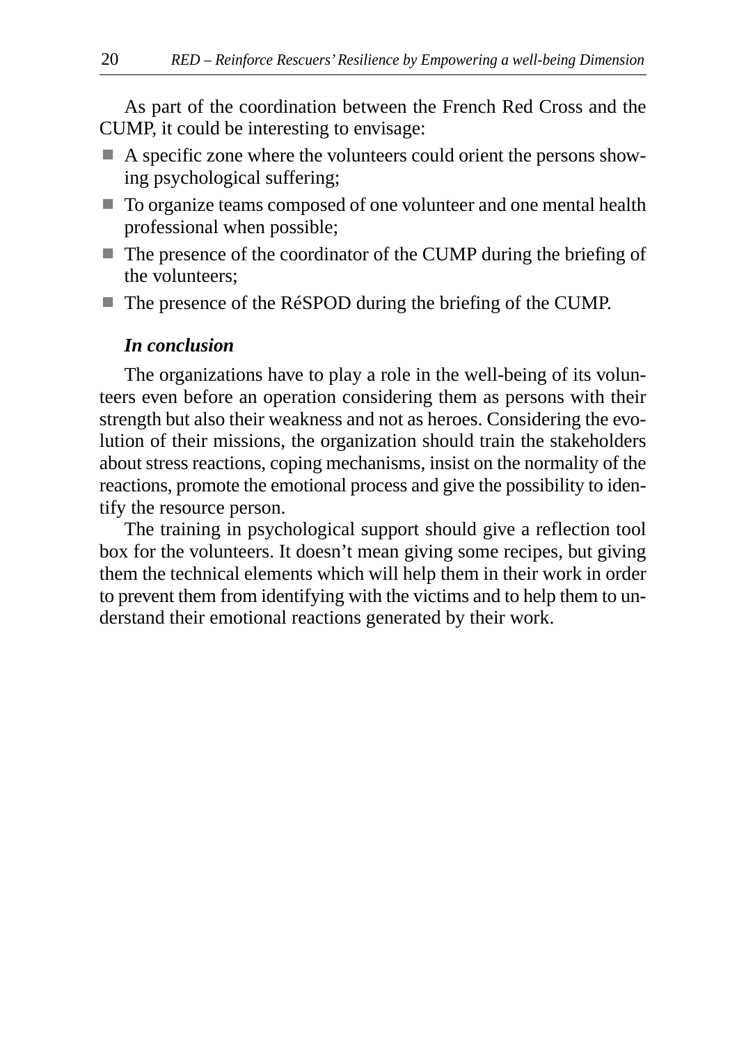As part of the coordination between the French Red Cross and the CUMP, it could be interesting to envisage:

- A specific zone where the volunteers could orient the persons showing psychological suffering;
- To organize teams composed of one volunteer and one mental health professional when possible;
- The presence of the coordinator of the CUMP during the briefing of the volunteers;
- The presence of the RéSPOD during the briefing of the CUMP.

***In conclusion***

The organizations have to play a role in the well-being of its volunteers even before an operation considering them as persons with their strength but also their weakness and not as heroes. Considering the evolution of their missions, the organization should train the stakeholders about stress reactions, coping mechanisms, insist on the normality of the reactions, promote the emotional process and give the possibility to identify the resource person.

The training in psychological support should give a reflection tool box for the volunteers. It doesn't mean giving some recipes, but giving them the technical elements which will help them in their work in order to prevent them from identifying with the victims and to help them to understand their emotional reactions generated by their work.